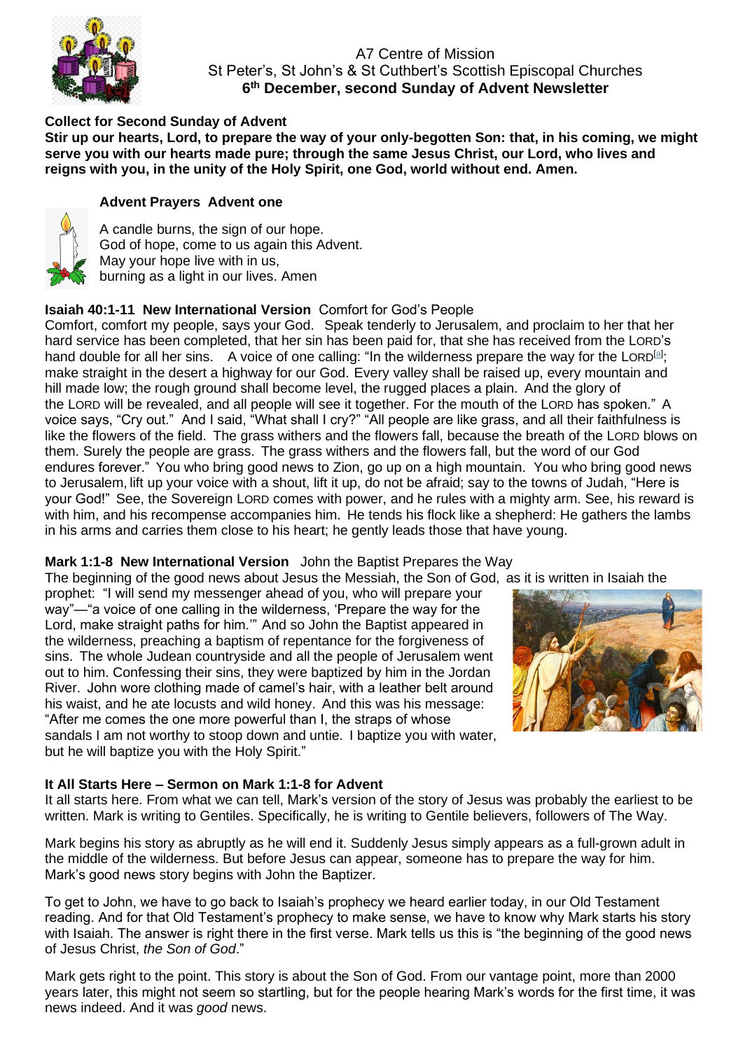A7 Centre of Mission
St Peter's, St John's & St Cuthbert's Scottish Episcopal Churches
**6th December, second Sunday of Advent Newsletter**

**Collect for Second Sunday of Advent**
**Stir up our hearts, Lord, to prepare the way of your only-begotten Son: that, in his coming, we might serve you with our hearts made pure; through the same Jesus Christ, our Lord, who lives and reigns with you, in the unity of the Holy Spirit, one God, world without end. Amen.**

**Advent Prayers Advent one**

A candle burns, the sign of our hope.
God of hope, come to us again this Advent.
May your hope live with in us,
burning as a light in our lives. Amen

**Isaiah 40:1-11 New International Version** Comfort for God's People

Comfort, comfort my people, says your God. Speak tenderly to Jerusalem, and proclaim to her that her hard service has been completed, that her sin has been paid for, that she has received from the LORD's hand double for all her sins. A voice of one calling: "In the wilderness prepare the way for the LORD[a]; make straight in the desert a highway for our God. Every valley shall be raised up, every mountain and hill made low; the rough ground shall become level, the rugged places a plain. And the glory of the LORD will be revealed, and all people will see it together. For the mouth of the LORD has spoken." A voice says, "Cry out." And I said, "What shall I cry?" "All people are like grass, and all their faithfulness is like the flowers of the field. The grass withers and the flowers fall, because the breath of the LORD blows on them. Surely the people are grass. The grass withers and the flowers fall, but the word of our God endures forever." You who bring good news to Zion, go up on a high mountain. You who bring good news to Jerusalem, lift up your voice with a shout, lift it up, do not be afraid; say to the towns of Judah, "Here is your God!" See, the Sovereign LORD comes with power, and he rules with a mighty arm. See, his reward is with him, and his recompense accompanies him. He tends his flock like a shepherd: He gathers the lambs in his arms and carries them close to his heart; he gently leads those that have young.

**Mark 1:1-8 New International Version** John the Baptist Prepares the Way

The beginning of the good news about Jesus the Messiah, the Son of God, as it is written in Isaiah the prophet: "I will send my messenger ahead of you, who will prepare your way"—"a voice of one calling in the wilderness, 'Prepare the way for the Lord, make straight paths for him.'" And so John the Baptist appeared in the wilderness, preaching a baptism of repentance for the forgiveness of sins. The whole Judean countryside and all the people of Jerusalem went out to him. Confessing their sins, they were baptized by him in the Jordan River. John wore clothing made of camel's hair, with a leather belt around his waist, and he ate locusts and wild honey. And this was his message: "After me comes the one more powerful than I, the straps of whose sandals I am not worthy to stoop down and untie. I baptize you with water, but he will baptize you with the Holy Spirit."

**It All Starts Here – Sermon on Mark 1:1-8 for Advent**

It all starts here. From what we can tell, Mark's version of the story of Jesus was probably the earliest to be written. Mark is writing to Gentiles. Specifically, he is writing to Gentile believers, followers of The Way.

Mark begins his story as abruptly as he will end it. Suddenly Jesus simply appears as a full-grown adult in the middle of the wilderness. But before Jesus can appear, someone has to prepare the way for him. Mark's good news story begins with John the Baptizer.

To get to John, we have to go back to Isaiah's prophecy we heard earlier today, in our Old Testament reading. And for that Old Testament's prophecy to make sense, we have to know why Mark starts his story with Isaiah. The answer is right there in the first verse. Mark tells us this is "the beginning of the good news of Jesus Christ, *the Son of God*."

Mark gets right to the point. This story is about the Son of God. From our vantage point, more than 2000 years later, this might not seem so startling, but for the people hearing Mark's words for the first time, it was news indeed. And it was *good* news.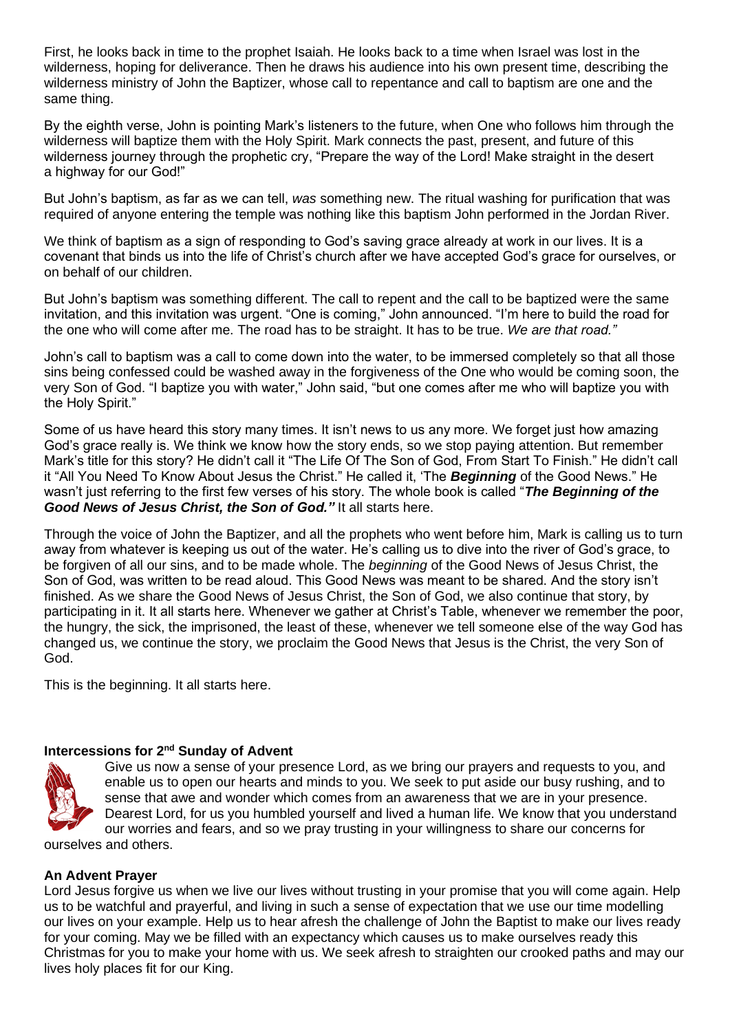First, he looks back in time to the prophet Isaiah. He looks back to a time when Israel was lost in the wilderness, hoping for deliverance. Then he draws his audience into his own present time, describing the wilderness ministry of John the Baptizer, whose call to repentance and call to baptism are one and the same thing.

By the eighth verse, John is pointing Mark's listeners to the future, when One who follows him through the wilderness will baptize them with the Holy Spirit. Mark connects the past, present, and future of this wilderness journey through the prophetic cry, "Prepare the way of the Lord! Make straight in the desert a highway for our God!"

But John's baptism, as far as we can tell, *was* something new. The ritual washing for purification that was required of anyone entering the temple was nothing like this baptism John performed in the Jordan River.

We think of baptism as a sign of responding to God's saving grace already at work in our lives. It is a covenant that binds us into the life of Christ's church after we have accepted God's grace for ourselves, or on behalf of our children.

But John's baptism was something different. The call to repent and the call to be baptized were the same invitation, and this invitation was urgent. "One is coming," John announced. "I'm here to build the road for the one who will come after me. The road has to be straight. It has to be true. *We are that road."*

John's call to baptism was a call to come down into the water, to be immersed completely so that all those sins being confessed could be washed away in the forgiveness of the One who would be coming soon, the very Son of God. "I baptize you with water," John said, "but one comes after me who will baptize you with the Holy Spirit."

Some of us have heard this story many times. It isn't news to us any more. We forget just how amazing God's grace really is. We think we know how the story ends, so we stop paying attention. But remember Mark's title for this story? He didn't call it "The Life Of The Son of God, From Start To Finish." He didn't call it "All You Need To Know About Jesus the Christ." He called it, 'The ***Beginning*** of the Good News." He wasn't just referring to the first few verses of his story. The whole book is called "***The Beginning of the Good News of Jesus Christ, the Son of God."*** It all starts here.

Through the voice of John the Baptizer, and all the prophets who went before him, Mark is calling us to turn away from whatever is keeping us out of the water. He's calling us to dive into the river of God's grace, to be forgiven of all our sins, and to be made whole. The *beginning* of the Good News of Jesus Christ, the Son of God, was written to be read aloud. This Good News was meant to be shared. And the story isn't finished. As we share the Good News of Jesus Christ, the Son of God, we also continue that story, by participating in it. It all starts here. Whenever we gather at Christ's Table, whenever we remember the poor, the hungry, the sick, the imprisoned, the least of these, whenever we tell someone else of the way God has changed us, we continue the story, we proclaim the Good News that Jesus is the Christ, the very Son of God.

This is the beginning. It all starts here.

**Intercessions for 2nd Sunday of Advent**

Give us now a sense of your presence Lord, as we bring our prayers and requests to you, and enable us to open our hearts and minds to you. We seek to put aside our busy rushing, and to sense that awe and wonder which comes from an awareness that we are in your presence. Dearest Lord, for us you humbled yourself and lived a human life. We know that you understand our worries and fears, and so we pray trusting in your willingness to share our concerns for ourselves and others.

**An Advent Prayer**

Lord Jesus forgive us when we live our lives without trusting in your promise that you will come again. Help us to be watchful and prayerful, and living in such a sense of expectation that we use our time modelling our lives on your example. Help us to hear afresh the challenge of John the Baptist to make our lives ready for your coming. May we be filled with an expectancy which causes us to make ourselves ready this Christmas for you to make your home with us. We seek afresh to straighten our crooked paths and may our lives holy places fit for our King.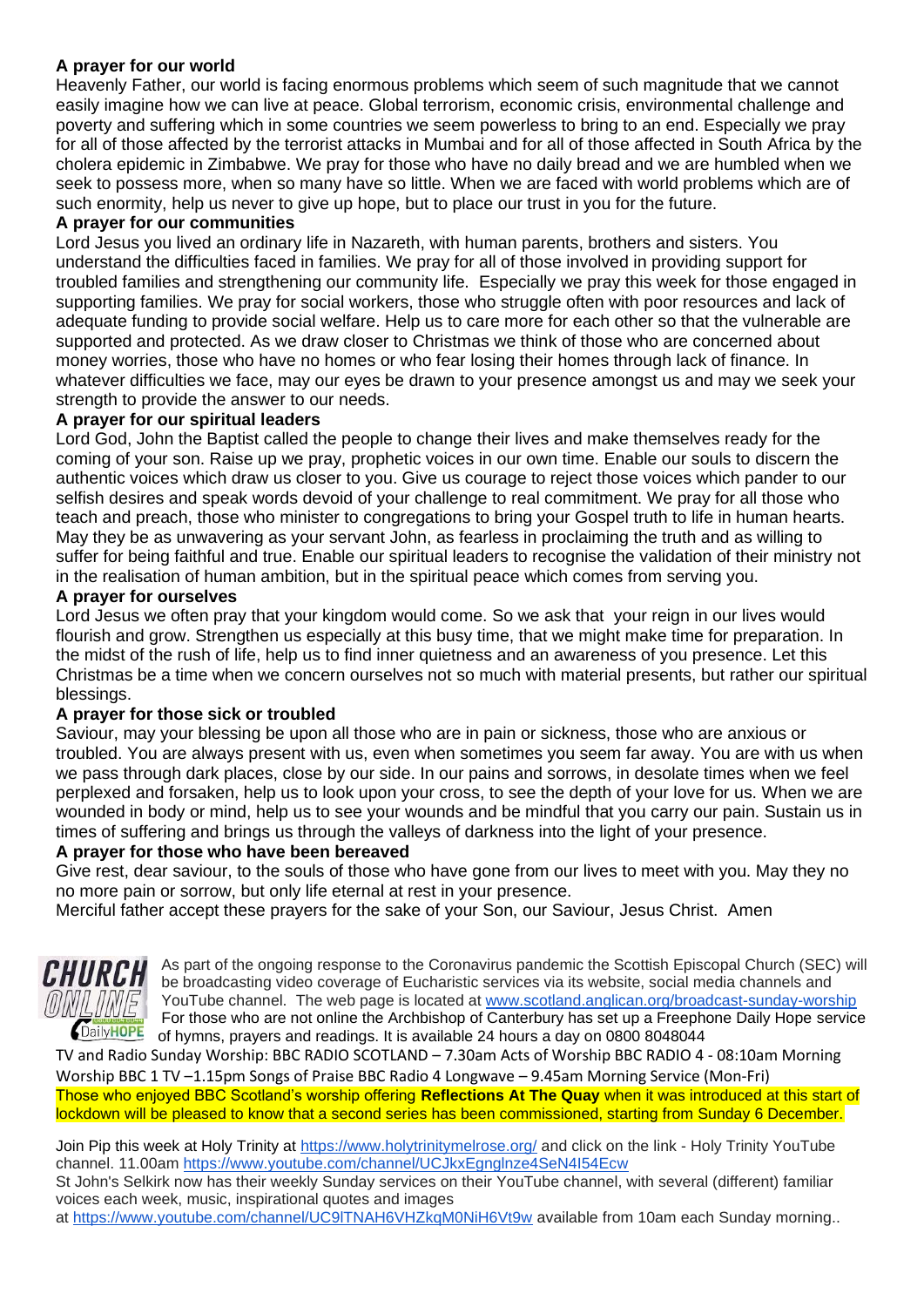**A prayer for our world**

Heavenly Father, our world is facing enormous problems which seem of such magnitude that we cannot easily imagine how we can live at peace. Global terrorism, economic crisis, environmental challenge and poverty and suffering which in some countries we seem powerless to bring to an end. Especially we pray for all of those affected by the terrorist attacks in Mumbai and for all of those affected in South Africa by the cholera epidemic in Zimbabwe. We pray for those who have no daily bread and we are humbled when we seek to possess more, when so many have so little. When we are faced with world problems which are of such enormity, help us never to give up hope, but to place our trust in you for the future.

**A prayer for our communities**

Lord Jesus you lived an ordinary life in Nazareth, with human parents, brothers and sisters. You understand the difficulties faced in families. We pray for all of those involved in providing support for troubled families and strengthening our community life. Especially we pray this week for those engaged in supporting families. We pray for social workers, those who struggle often with poor resources and lack of adequate funding to provide social welfare. Help us to care more for each other so that the vulnerable are supported and protected. As we draw closer to Christmas we think of those who are concerned about money worries, those who have no homes or who fear losing their homes through lack of finance. In whatever difficulties we face, may our eyes be drawn to your presence amongst us and may we seek your strength to provide the answer to our needs.

**A prayer for our spiritual leaders**

Lord God, John the Baptist called the people to change their lives and make themselves ready for the coming of your son. Raise up we pray, prophetic voices in our own time. Enable our souls to discern the authentic voices which draw us closer to you. Give us courage to reject those voices which pander to our selfish desires and speak words devoid of your challenge to real commitment. We pray for all those who teach and preach, those who minister to congregations to bring your Gospel truth to life in human hearts. May they be as unwavering as your servant John, as fearless in proclaiming the truth and as willing to suffer for being faithful and true. Enable our spiritual leaders to recognise the validation of their ministry not in the realisation of human ambition, but in the spiritual peace which comes from serving you.

**A prayer for ourselves**

Lord Jesus we often pray that your kingdom would come. So we ask that your reign in our lives would flourish and grow. Strengthen us especially at this busy time, that we might make time for preparation. In the midst of the rush of life, help us to find inner quietness and an awareness of you presence. Let this Christmas be a time when we concern ourselves not so much with material presents, but rather our spiritual blessings.

**A prayer for those sick or troubled**

Saviour, may your blessing be upon all those who are in pain or sickness, those who are anxious or troubled. You are always present with us, even when sometimes you seem far away. You are with us when we pass through dark places, close by our side. In our pains and sorrows, in desolate times when we feel perplexed and forsaken, help us to look upon your cross, to see the depth of your love for us. When we are wounded in body or mind, help us to see your wounds and be mindful that you carry our pain. Sustain us in times of suffering and brings us through the valleys of darkness into the light of your presence.

**A prayer for those who have been bereaved**

Give rest, dear saviour, to the souls of those who have gone from our lives to meet with you. May they no no more pain or sorrow, but only life eternal at rest in your presence.

Merciful father accept these prayers for the sake of your Son, our Saviour, Jesus Christ. Amen

As part of the ongoing response to the Coronavirus pandemic the Scottish Episcopal Church (SEC) will be broadcasting video coverage of Eucharistic services via its website, social media channels and YouTube channel. The web page is located at www.scotland.anglican.org/broadcast-sunday-worship For those who are not online the Archbishop of Canterbury has set up a Freephone Daily Hope service of hymns, prayers and readings. It is available 24 hours a day on 0800 8048044

TV and Radio Sunday Worship: BBC RADIO SCOTLAND – 7.30am Acts of Worship BBC RADIO 4 - 08:10am Morning Worship BBC 1 TV –1.15pm Songs of Praise BBC Radio 4 Longwave – 9.45am Morning Service (Mon-Fri)

Those who enjoyed BBC Scotland's worship offering **Reflections At The Quay** when it was introduced at this start of lockdown will be pleased to know that a second series has been commissioned, starting from Sunday 6 December.

Join Pip this week at Holy Trinity at https://www.holytrinitymelrose.org/ and click on the link - Holy Trinity YouTube channel. 11.00am https://www.youtube.com/channel/UCJkxEgnglnze4SeN4I54Ecw

St John's Selkirk now has their weekly Sunday services on their YouTube channel, with several (different) familiar voices each week, music, inspirational quotes and images at https://www.youtube.com/channel/UC9lTNAH6VHZkqM0NiH6Vt9w available from 10am each Sunday morning..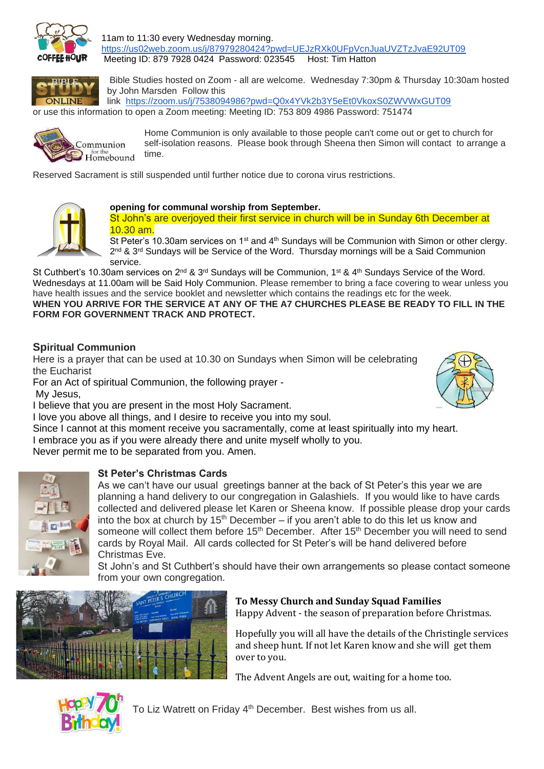11am to 11:30 every Wednesday morning.
https://us02web.zoom.us/j/87979280424?pwd=UEJzRXk0UFpVcnJuaUVZTzJvaE92UT09
Meeting ID: 879 7928 0424 Password: 023545 Host: Tim Hatton

Bible Studies hosted on Zoom - all are welcome. Wednesday 7:30pm & Thursday 10:30am hosted by John Marsden Follow this link https://zoom.us/j/7538094986?pwd=Q0x4YVk2b3Y5eEt0VkoxS0ZWVWxGUT09
or use this information to open a Zoom meeting: Meeting ID: 753 809 4986 Password: 751474

Home Communion is only available to those people can't come out or get to church for self-isolation reasons. Please book through Sheena then Simon will contact to arrange a time.

Reserved Sacrament is still suspended until further notice due to corona virus restrictions.

**opening for communal worship from September.**

St John's are overjoyed their first service in church will be in Sunday 6th December at 10.30 am.

St Peter's 10.30am services on 1st and 4th Sundays will be Communion with Simon or other clergy. 2nd & 3rd Sundays will be Service of the Word. Thursday mornings will be a Said Communion service.

St Cuthbert's 10.30am services on 2nd & 3rd Sundays will be Communion, 1st & 4th Sundays Service of the Word. Wednesdays at 11.00am will be Said Holy Communion. Please remember to bring a face covering to wear unless you have health issues and the service booklet and newsletter which contains the readings etc for the week.

**WHEN YOU ARRIVE FOR THE SERVICE AT ANY OF THE A7 CHURCHES PLEASE BE READY TO FILL IN THE FORM FOR GOVERNMENT TRACK AND PROTECT.**

## Spiritual Communion

Here is a prayer that can be used at 10.30 on Sundays when Simon will be celebrating the Eucharist

For an Act of spiritual Communion, the following prayer -

My Jesus,
I believe that you are present in the most Holy Sacrament.
I love you above all things, and I desire to receive you into my soul.
Since I cannot at this moment receive you sacramentally, come at least spiritually into my heart.
I embrace you as if you were already there and unite myself wholly to you.
Never permit me to be separated from you. Amen.

## St Peter's Christmas Cards

As we can't have our usual greetings banner at the back of St Peter's this year we are planning a hand delivery to our congregation in Galashiels. If you would like to have cards collected and delivered please let Karen or Sheena know. If possible please drop your cards into the box at church by 15th December – if you aren't able to do this let us know and someone will collect them before 15th December. After 15th December you will need to send cards by Royal Mail. All cards collected for St Peter's will be hand delivered before Christmas Eve.

St John's and St Cuthbert's should have their own arrangements so please contact someone from your own congregation.

## To Messy Church and Sunday Squad Families

Happy Advent - the season of preparation before Christmas.

Hopefully you will all have the details of the Christingle services and sheep hunt. If not let Karen know and she will get them over to you.

The Advent Angels are out, waiting for a home too.

Happy 70th Birthday! To Liz Watrett on Friday 4th December. Best wishes from us all.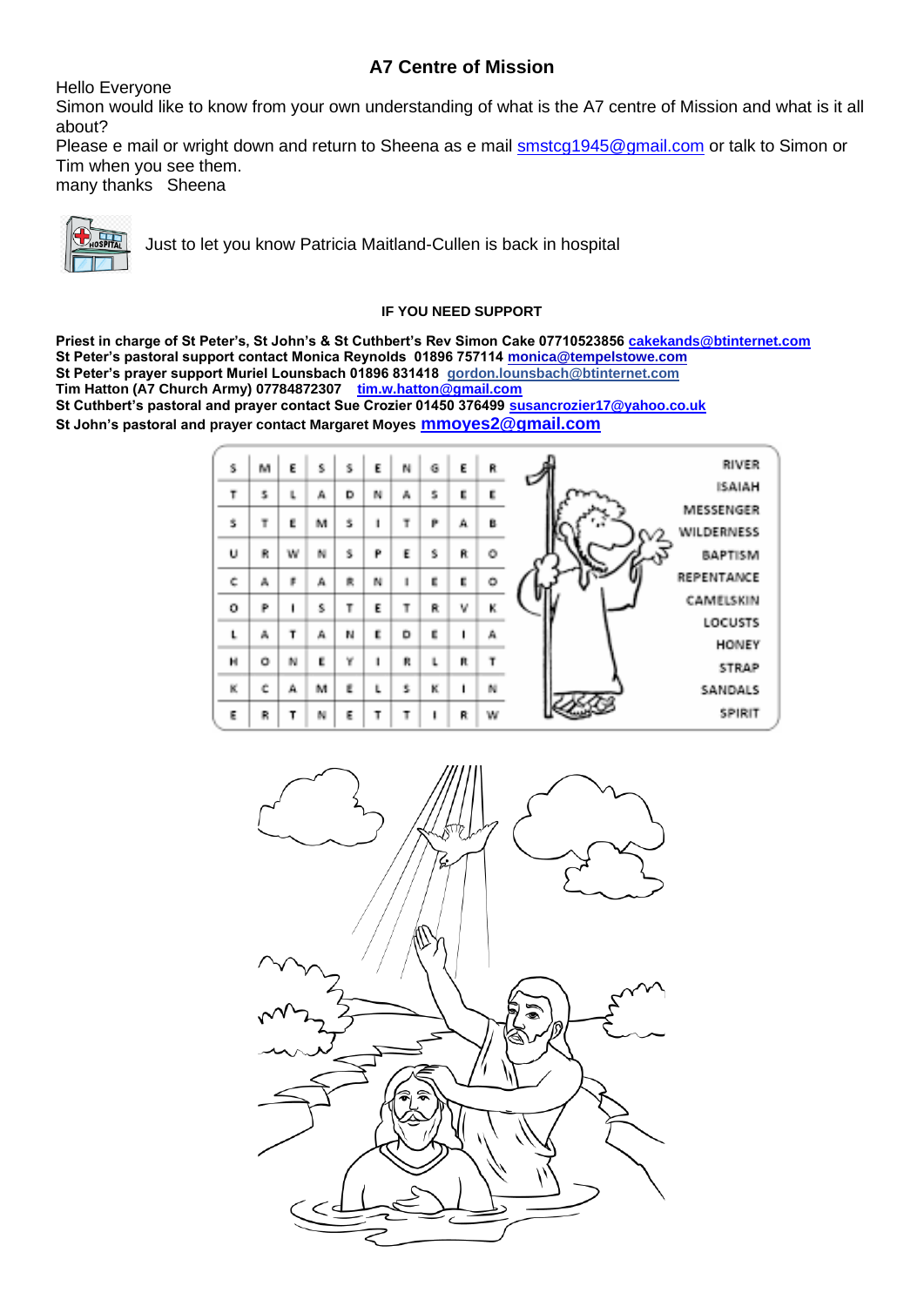## A7 Centre of Mission

Hello Everyone

Simon would like to know from your own understanding of what is the A7 centre of Mission and what is it all about?

Please e mail or wright down and return to Sheena as e mail smstcg1945@gmail.com or talk to Simon or Tim when you see them.

many thanks  Sheena

Just to let you know Patricia Maitland-Cullen is back in hospital

**IF YOU NEED SUPPORT**

**Priest in charge of St Peter's, St John's & St Cuthbert's Rev Simon Cake 07710523856 cakekands@btinternet.com**
**St Peter's pastoral support contact Monica Reynolds 01896 757114 monica@tempelstowe.com**
**St Peter's prayer support Muriel Lounsbach 01896 831418 gordon.lounsbach@btinternet.com**
**Tim Hatton (A7 Church Army) 07784872307 tim.w.hatton@gmail.com**
**St Cuthbert's pastoral and prayer contact Sue Crozier 01450 376499 susancrozier17@yahoo.co.uk**
**St John's pastoral and prayer contact Margaret Moyes mmoyes2@gmail.com**

| S | M | E | S | S | E | N | G | E | R |
|---|---|---|---|---|---|---|---|---|---|
| T | S | L | A | D | N | A | S | E | E |
| S | T | E | M | S | I | T | P | A | B |
| U | R | W | N | S | P | E | S | R | O |
| C | A | F | A | R | N | I | E | E | O |
| O | P | I | S | T | E | T | R | V | K |
| L | A | T | A | N | E | D | E | I | A |
| H | O | N | E | Y | I | R | L | R | T |
| K | C | A | M | E | L | S | K | I | N |
| E | R | T | N | E | T | T | I | R | W |

RIVER
ISAIAH
MESSENGER
WILDERNESS
BAPTISM
REPENTANCE
CAMELSKIN
LOCUSTS
HONEY
STRAP
SANDALS
SPIRIT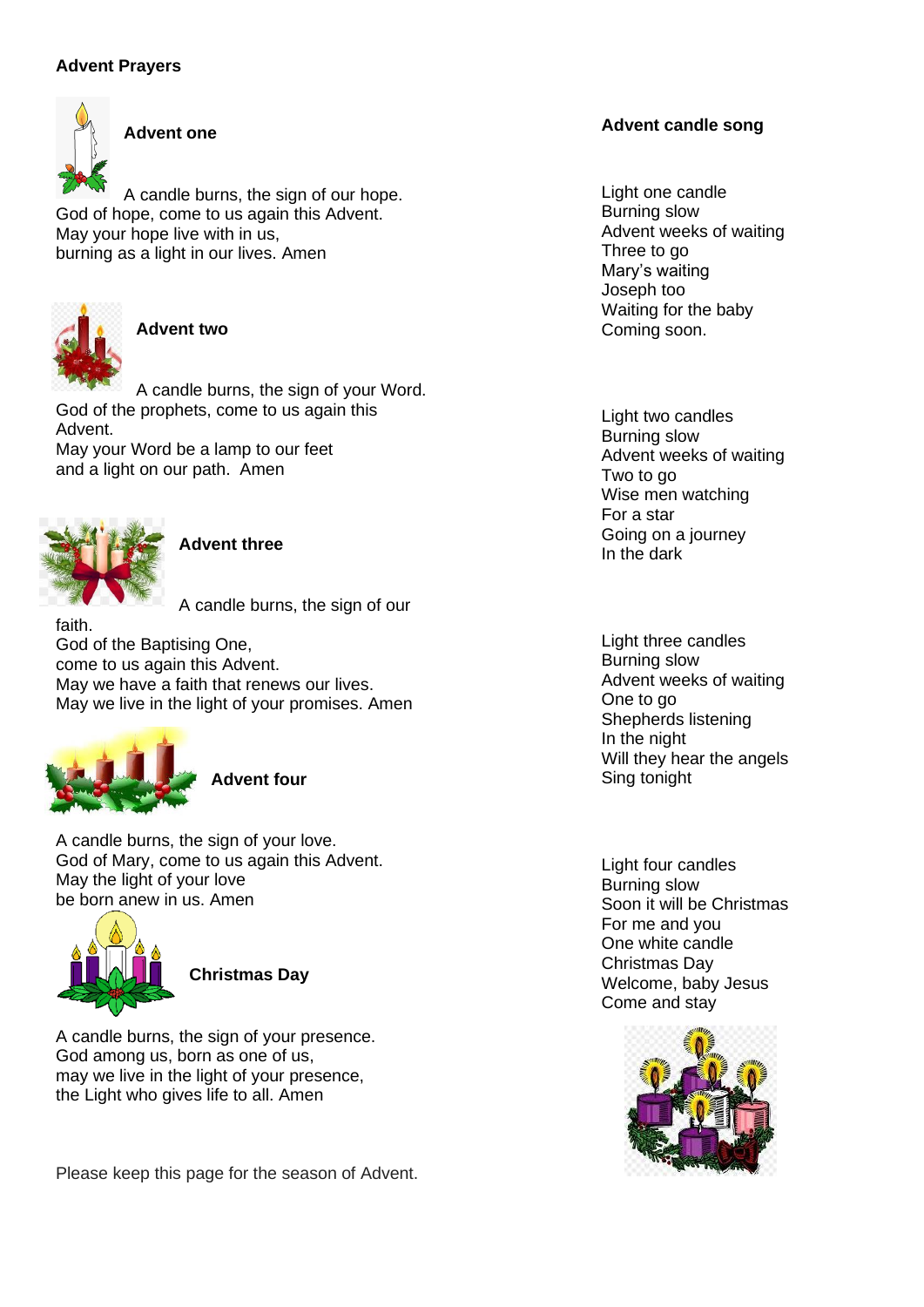## Advent Prayers

### Advent one

A candle burns, the sign of our hope.
God of hope, come to us again this Advent.
May your hope live with us,
burning as a light in our lives. Amen

### Advent two

A candle burns, the sign of your Word.
God of the prophets, come to us again this Advent.
May your Word be a lamp to our feet
and a light on our path. Amen

### Advent three

A candle burns, the sign of our faith.
God of the Baptising One,
come to us again this Advent.
May we have a faith that renews our lives.
May we live in the light of your promises. Amen

### Advent four

A candle burns, the sign of your love.
God of Mary, come to us again this Advent.
May the light of your love
be born anew in us. Amen

### Christmas Day

A candle burns, the sign of your presence.
God among us, born as one of us,
may we live in the light of your presence,
the Light who gives life to all. Amen

Please keep this page for the season of Advent.

### Advent candle song

Light one candle
Burning slow
Advent weeks of waiting
Three to go
Mary's waiting
Joseph too
Waiting for the baby
Coming soon.

Light two candles
Burning slow
Advent weeks of waiting
Two to go
Wise men watching
For a star
Going on a journey
In the dark

Light three candles
Burning slow
Advent weeks of waiting
One to go
Shepherds listening
In the night
Will they hear the angels
Sing tonight

Light four candles
Burning slow
Soon it will be Christmas
For me and you
One white candle
Christmas Day
Welcome, baby Jesus
Come and stay